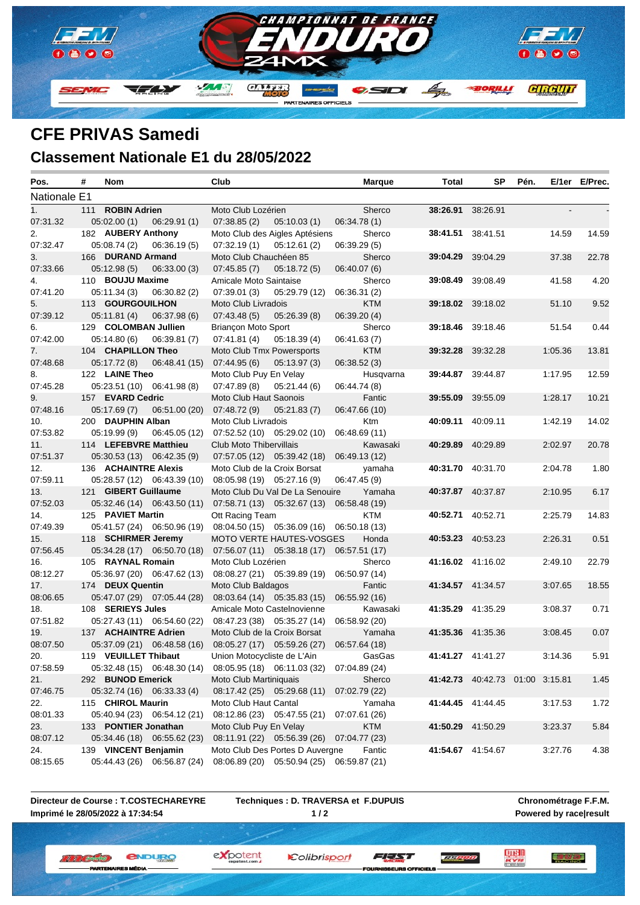# CFE PRIVAS Samedi

## Classement Nationale E1 du 28/05/2022

| Pos. | # | Nom | Club | Marque | Total | SP | Pén. | E/1er | E/Prec. |
|---|---|---|---|---|---|---|---|---|---|
| **Nationale E1** | | | | | | | | | |
| 1. | 111 | **ROBIN Adrien** | Moto Club Lozérien | Sherco | **38:26.91** | 38:26.91 | | - | - |
| 07:31.32 | | 05:02.00 (1) 06:29.91 (1) | 07:38.85 (2) 05:10.03 (1) | 06:34.78 (1) | | | | | |
| 2. | 182 | **AUBERY Anthony** | Moto Club des Aigles Aptésiens | Sherco | **38:41.51** | 38:41.51 | | 14.59 | 14.59 |
| 07:32.47 | | 05:08.74 (2) 06:36.19 (5) | 07:32.19 (1) 05:12.61 (2) | 06:39.29 (5) | | | | | |
| 3. | 166 | **DURAND Armand** | Moto Club Chauchéen 85 | Sherco | **39:04.29** | 39:04.29 | | 37.38 | 22.78 |
| 07:33.66 | | 05:12.98 (5) 06:33.00 (3) | 07:45.85 (7) 05:18.72 (5) | 06:40.07 (6) | | | | | |
| 4. | 110 | **BOUJU Maxime** | Amicale Moto Saintaise | Sherco | **39:08.49** | 39:08.49 | | 41.58 | 4.20 |
| 07:41.20 | | 05:11.34 (3) 06:30.82 (2) | 07:39.01 (3) 05:29.79 (12) | 06:36.31 (2) | | | | | |
| 5. | 113 | **GOURGOUILHON** | Moto Club Livradois | KTM | **39:18.02** | 39:18.02 | | 51.10 | 9.52 |
| 07:39.12 | | 05:11.81 (4) 06:37.98 (6) | 07:43.48 (5) 05:26.39 (8) | 06:39.20 (4) | | | | | |
| 6. | 129 | **COLOMBAN Jullien** | Briançon Moto Sport | Sherco | **39:18.46** | 39:18.46 | | 51.54 | 0.44 |
| 07:42.00 | | 05:14.80 (6) 06:39.81 (7) | 07:41.81 (4) 05:18.39 (4) | 06:41.63 (7) | | | | | |
| 7. | 104 | **CHAPILLON Theo** | Moto Club Tmx Powersports | KTM | **39:32.28** | 39:32.28 | | 1:05.36 | 13.81 |
| 07:48.68 | | 05:17.72 (8) 06:48.41 (15) | 07:44.95 (6) 05:13.97 (3) | 06:38.52 (3) | | | | | |
| 8. | 122 | **LAINE Theo** | Moto Club Puy En Velay | Husqvarna | **39:44.87** | 39:44.87 | | 1:17.95 | 12.59 |
| 07:45.28 | | 05:23.51 (10) 06:41.98 (8) | 07:47.89 (8) 05:21.44 (6) | 06:44.74 (8) | | | | | |
| 9. | 157 | **EVARD Cedric** | Moto Club Haut Saonois | Fantic | **39:55.09** | 39:55.09 | | 1:28.17 | 10.21 |
| 07:48.16 | | 05:17.69 (7) 06:51.00 (20) | 07:48.72 (9) 05:21.83 (7) | 06:47.66 (10) | | | | | |
| 10. | 200 | **DAUPHIN Alban** | Moto Club Livradois | Ktm | **40:09.11** | 40:09.11 | | 1:42.19 | 14.02 |
| 07:53.82 | | 05:19.99 (9) 06:45.05 (12) | 07:52.52 (10) 05:29.02 (10) | 06:48.69 (11) | | | | | |
| 11. | 114 | **LEFEBVRE Matthieu** | Club Moto Thibervillais | Kawasaki | **40:29.89** | 40:29.89 | | 2:02.97 | 20.78 |
| 07:51.37 | | 05:30.53 (13) 06:42.35 (9) | 07:57.05 (12) 05:39.42 (18) | 06:49.13 (12) | | | | | |
| 12. | 136 | **ACHAINTRE Alexis** | Moto Club de la Croix Borsat | yamaha | **40:31.70** | 40:31.70 | | 2:04.78 | 1.80 |
| 07:59.11 | | 05:28.57 (12) 06:43.39 (10) | 08:05.98 (19) 05:27.16 (9) | 06:47.45 (9) | | | | | |
| 13. | 121 | **GIBERT Guillaume** | Moto Club Du Val De La Senouire | Yamaha | **40:37.87** | 40:37.87 | | 2:10.95 | 6.17 |
| 07:52.03 | | 05:32.46 (14) 06:43.50 (11) | 07:58.71 (13) 05:32.67 (13) | 06:58.48 (19) | | | | | |
| 14. | 125 | **PAVIET Martin** | Ott Racing Team | KTM | **40:52.71** | 40:52.71 | | 2:25.79 | 14.83 |
| 07:49.39 | | 05:41.57 (24) 06:50.96 (19) | 08:04.50 (15) 05:36.09 (16) | 06:50.18 (13) | | | | | |
| 15. | 118 | **SCHIRMER Jeremy** | MOTO VERTE HAUTES-VOSGES | Honda | **40:53.23** | 40:53.23 | | 2:26.31 | 0.51 |
| 07:56.45 | | 05:34.28 (17) 06:50.70 (18) | 07:56.07 (11) 05:38.18 (17) | 06:57.51 (17) | | | | | |
| 16. | 105 | **RAYNAL Romain** | Moto Club Lozérien | Sherco | **41:16.02** | 41:16.02 | | 2:49.10 | 22.79 |
| 08:12.27 | | 05:36.97 (20) 06:47.62 (13) | 08:08.27 (21) 05:39.89 (19) | 06:50.97 (14) | | | | | |
| 17. | 174 | **DEUX Quentin** | Moto Club Baldagos | Fantic | **41:34.57** | 41:34.57 | | 3:07.65 | 18.55 |
| 08:06.65 | | 05:47.07 (29) 07:05.44 (28) | 08:03.64 (14) 05:35.83 (15) | 06:55.92 (16) | | | | | |
| 18. | 108 | **SERIEYS Jules** | Amicale Moto Castelnovienne | Kawasaki | **41:35.29** | 41:35.29 | | 3:08.37 | 0.71 |
| 07:51.82 | | 05:27.43 (11) 06:54.60 (22) | 08:47.23 (38) 05:35.27 (14) | 06:58.92 (20) | | | | | |
| 19. | 137 | **ACHAINTRE Adrien** | Moto Club de la Croix Borsat | Yamaha | **41:35.36** | 41:35.36 | | 3:08.45 | 0.07 |
| 08:07.50 | | 05:37.09 (21) 06:48.58 (16) | 08:05.27 (17) 05:59.26 (27) | 06:57.64 (18) | | | | | |
| 20. | 119 | **VEUILLET Thibaut** | Union Motocycliste de L'Ain | GasGas | **41:41.27** | 41:41.27 | | 3:14.36 | 5.91 |
| 07:58.59 | | 05:32.48 (15) 06:48.30 (14) | 08:05.95 (18) 06:11.03 (32) | 07:04.89 (24) | | | | | |
| 21. | 292 | **BUNOD Emerick** | Moto Club Martiniquais | Sherco | **41:42.73** | 40:42.73 | 01:00 | 3:15.81 | 1.45 |
| 07:46.75 | | 05:32.74 (16) 06:33.33 (4) | 08:17.42 (25) 05:29.68 (11) | 07:02.79 (22) | | | | | |
| 22. | 115 | **CHIROL Maurin** | Moto Club Haut Cantal | Yamaha | **41:44.45** | 41:44.45 | | 3:17.53 | 1.72 |
| 08:01.33 | | 05:40.94 (23) 06:54.12 (21) | 08:12.86 (23) 05:47.55 (21) | 07:07.61 (26) | | | | | |
| 23. | 133 | **PONTIER Jonathan** | Moto Club Puy En Velay | KTM | **41:50.29** | 41:50.29 | | 3:23.37 | 5.84 |
| 08:07.12 | | 05:34.46 (18) 06:55.62 (23) | 08:11.91 (22) 05:56.39 (26) | 07:04.77 (23) | | | | | |
| 24. | 139 | **VINCENT Benjamin** | Moto Club Des Portes D Auvergne | Fantic | **41:54.67** | 41:54.67 | | 3:27.76 | 4.38 |
| 08:15.65 | | 05:44.43 (26) 06:56.87 (24) | 08:06.89 (20) 05:50.94 (25) | 06:59.87 (21) | | | | | |

**Directeur de Course : T.COSTECHAREYRE**
**Imprimé le 28/05/2022 à 17:34:54**

**Techniques : D. TRAVERSA et F.DUPUIS**

**Chronométrage F.F.M.**
**Powered by race|result**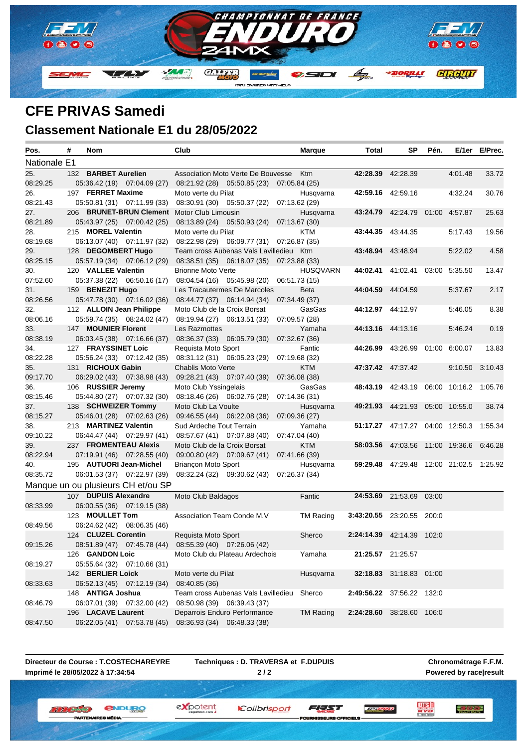# CFE PRIVAS Samedi

## Classement Nationale E1 du 28/05/2022

| Pos. | # | Nom | Club | Marque | Total | SP | Pén. | E/1er | E/Prec. |
|---|---|---|---|---|---|---|---|---|---|
| **Nationale E1** | | | | | | | | | |
| 25. | 132 | **BARBET Aurelien** | Association Moto Verte De Bouvesse | Ktm | **42:28.39** | 42:28.39 | | 4:01.48 | 33.72 |
| 08:29.25 | | 05:36.42 (19) 07:04.09 (27) | 08:21.92 (28) 05:50.85 (23) 07:05.84 (25) | | | | | | |
| 26. | 197 | **FERRET Maxime** | Moto verte du Pilat | Husqvarna | **42:59.16** | 42:59.16 | | 4:32.24 | 30.76 |
| 08:21.43 | | 05:50.81 (31) 07:11.99 (33) | 08:30.91 (30) 05:50.37 (22) 07:13.62 (29) | | | | | | |
| 27. | 206 | **BRUNET-BRUN Clement** | Motor Club Limousin | Husqvarna | **43:24.79** | 42:24.79 | 01:00 | 4:57.87 | 25.63 |
| 08:21.89 | | 05:43.97 (25) 07:00.42 (25) | 08:13.89 (24) 05:50.93 (24) 07:13.67 (30) | | | | | | |
| 28. | 215 | **MOREL Valentin** | Moto verte du Pilat | KTM | **43:44.35** | 43:44.35 | | 5:17.43 | 19.56 |
| 08:19.68 | | 06:13.07 (40) 07:11.97 (32) | 08:22.98 (29) 06:09.77 (31) 07:26.87 (35) | | | | | | |
| 29. | 128 | **DEGOMBERT Hugo** | Team cross Aubenas Vals Lavilledieu | Ktm | **43:48.94** | 43:48.94 | | 5:22.02 | 4.58 |
| 08:25.15 | | 05:57.19 (34) 07:06.12 (29) | 08:38.51 (35) 06:18.07 (35) 07:23.88 (33) | | | | | | |
| 30. | 120 | **VALLEE Valentin** | Brionne Moto Verte | HUSQVARN | **44:02.41** | 41:02.41 | 03:00 | 5:35.50 | 13.47 |
| 07:52.60 | | 05:37.38 (22) 06:50.16 (17) | 08:04.54 (16) 05:45.98 (20) 06:51.73 (15) | | | | | | |
| 31. | 159 | **BENEZIT Hugo** | Les Tracautermes De Marcoles | Beta | **44:04.59** | 44:04.59 | | 5:37.67 | 2.17 |
| 08:26.56 | | 05:47.78 (30) 07:16.02 (36) | 08:44.77 (37) 06:14.94 (34) 07:34.49 (37) | | | | | | |
| 32. | 112 | **ALLOIN Jean Philippe** | Moto Club de la Croix Borsat | GasGas | **44:12.97** | 44:12.97 | | 5:46.05 | 8.38 |
| 08:06.16 | | 05:59.74 (35) 08:24.02 (47) | 08:19.94 (27) 06:13.51 (33) 07:09.57 (28) | | | | | | |
| 33. | 147 | **MOUNIER Florent** | Les Razmottes | Yamaha | **44:13.16** | 44:13.16 | | 5:46.24 | 0.19 |
| 08:38.19 | | 06:03.45 (38) 07:16.66 (37) | 08:36.37 (33) 06:05.79 (30) 07:32.67 (36) | | | | | | |
| 34. | 127 | **FRAYSSINET Loic** | Requista Moto Sport | Fantic | **44:26.99** | 43:26.99 | 01:00 | 6:00.07 | 13.83 |
| 08:22.28 | | 05:56.24 (33) 07:12.42 (35) | 08:31.12 (31) 06:05.23 (29) 07:19.68 (32) | | | | | | |
| 35. | 131 | **RICHOUX Gabin** | Chablis Moto Verte | KTM | **47:37.42** | 47:37.42 | | 9:10.50 | 3:10.43 |
| 09:17.70 | | 06:29.02 (43) 07:38.98 (43) | 09:28.21 (43) 07:07.40 (39) 07:36.08 (38) | | | | | | |
| 36. | 106 | **RUSSIER Jeremy** | Moto Club Yssingelais | GasGas | **48:43.19** | 42:43.19 | 06:00 | 10:16.2 | 1:05.76 |
| 08:15.46 | | 05:44.80 (27) 07:07.32 (30) | 08:18.46 (26) 06:02.76 (28) 07:14.36 (31) | | | | | | |
| 37. | 138 | **SCHWEIZER Tommy** | Moto Club La Voulte | Husqvarna | **49:21.93** | 44:21.93 | 05:00 | 10:55.0 | 38.74 |
| 08:15.27 | | 05:46.01 (28) 07:02.63 (26) | 09:46.55 (44) 06:22.08 (36) | 07:09.36 (27) | | | | | |
| 38. | 213 | **MARTINEZ Valentin** | Sud Ardeche Tout Terrain | Yamaha | **51:17.27** | 47:17.27 | 04:00 | 12:50.3 | 1:55.34 |
| 09:10.22 | | 06:44.47 (44) 07:29.97 (41) | 08:57.67 (41) 07:07.88 (40) 07:47.04 (40) | | | | | | |
| 39. | 237 | **FROMENTEAU Alexis** | Moto Club de la Croix Borsat | KTM | **58:03.56** | 47:03.56 | 11:00 | 19:36.6 | 6:46.28 |
| 08:22.94 | | 07:19.91 (46) 07:28.55 (40) | 09:00.80 (42) 07:09.67 (41) 07:41.66 (39) | | | | | | |
| 40. | 195 | **AUTUORI Jean-Michel** | Briançon Moto Sport | Husqvarna | **59:29.48** | 47:29.48 | 12:00 | 21:02.5 | 1:25.92 |
| 08:35.72 | | 06:01.53 (37) 07:22.97 (39) | 08:32.24 (32) 09:30.62 (43) 07:26.37 (34) | | | | | | |
| **Manque un ou plusieurs CH et/ou SP** | | | | | | | | | |
| | 107 | **DUPUIS Alexandre** | Moto Club Baldagos | Fantic | **24:53.69** | 21:53.69 | 03:00 | | |
| 08:33.99 | | 06:00.55 (36) 07:19.15 (38) | | | | | | | |
| | 123 | **MOULLET Tom** | Association Team Conde M.V | TM Racing | **3:43:20.55** | 23:20.55 | 200:0 | | |
| 08:49.56 | | 06:24.62 (42) 08:06.35 (46) | | | | | | | |
| | 124 | **CLUZEL Corentin** | Requista Moto Sport | Sherco | **2:24:14.39** | 42:14.39 | 102:0 | | |
| 09:15.26 | | 08:51.89 (47) 07:45.78 (44) | 08:55.39 (40) 07:26.06 (42) | | | | | | |
| | 126 | **GANDON Loic** | Moto Club du Plateau Ardechois | Yamaha | **21:25.57** | 21:25.57 | | | |
| 08:19.27 | | 05:55.64 (32) 07:10.66 (31) | | | | | | | |
| | 142 | **BERLIER Loick** | Moto verte du Pilat | Husqvarna | **32:18.83** | 31:18.83 | 01:00 | | |
| 08:33.63 | | 06:52.13 (45) 07:12.19 (34) | 08:40.85 (36) | | | | | | |
| | 148 | **ANTIGA Joshua** | Team cross Aubenas Vals Lavilledieu | Sherco | **2:49:56.22** | 37:56.22 | 132:0 | | |
| 08:46.79 | | 06:07.01 (39) 07:32.00 (42) | 08:50.98 (39) 06:39.43 (37) | | | | | | |
| | 196 | **LACAVE Laurent** | Deparrois Enduro Performance | TM Racing | **2:24:28.60** | 38:28.60 | 106:0 | | |
| 08:47.50 | | 06:22.05 (41) 07:53.78 (45) | 08:36.93 (34) 06:48.33 (38) | | | | | | |

**Directeur de Course : T.COSTECHAREYRE**
**Imprimé le 28/05/2022 à 17:34:54**

**Techniques : D. TRAVERSA et F.DUPUIS**

**Chronométrage F.F.M.**
**Powered by race|result**